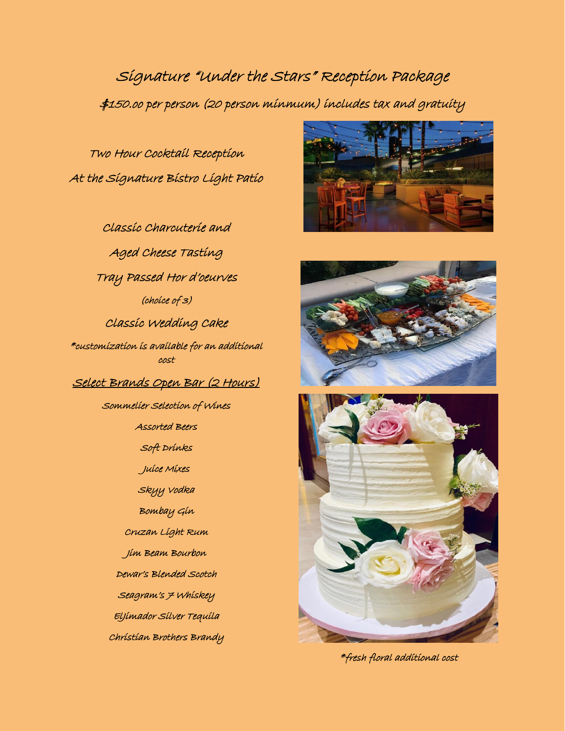# Signature "Under the Stars" Reception Package

## $150.00 per person (20 person minmum) includes tax and gratuity

Two Hour Cocktail Reception

At the Signature Bistro Light Patio

Classic Charcuterie and

Aged Cheese Tasting

Tray Passed Hor d'oeurves

(choice of 3)

Classic Wedding Cake

*customization is available for an additional cost

**Select Brands Open Bar (2 Hours)**

Sommelier Selection of Wines

Assorted Beers

Soft Drinks

Juice Mixes

Skyy Vodka

Bombay Gin

Cruzan Light Rum

Jim Beam Bourbon

Dewar's Blended Scotch

Seagram's 7 Whiskey

Eljimador Silver Tequila

Christian Brothers Brandy

*fresh floral additional cost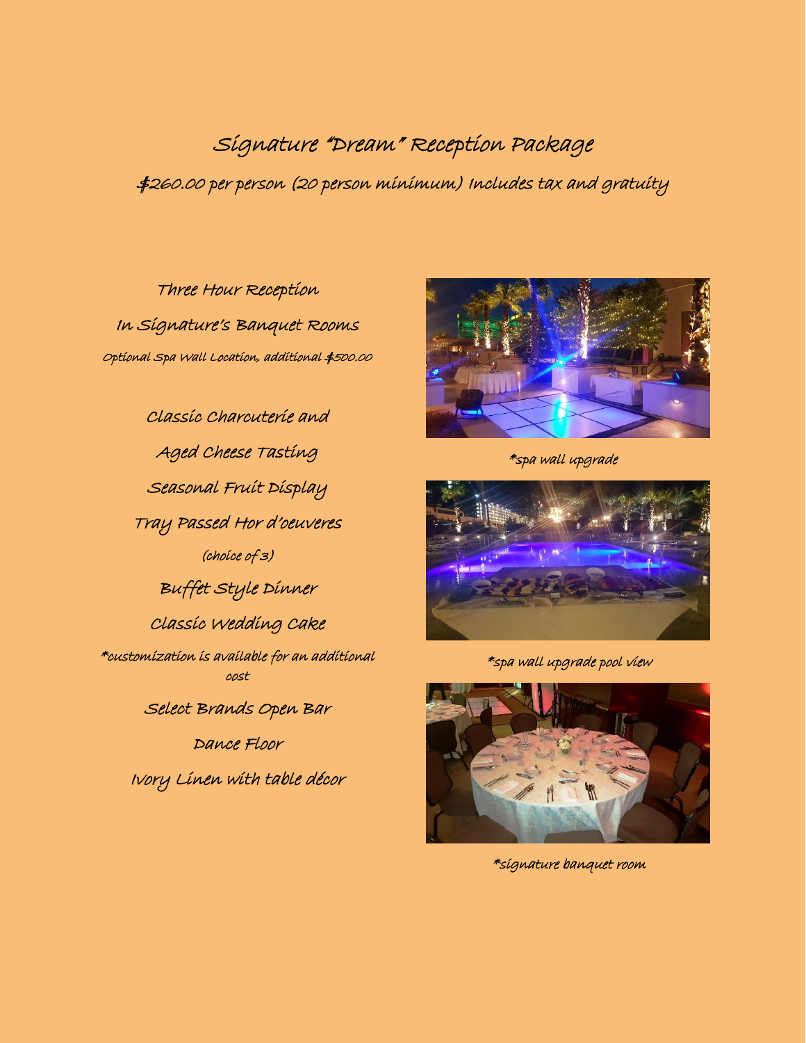# Signature "Dream" Reception Package

## $260.00 per person (20 person minimum) Includes tax and gratuity

Three Hour Reception

In Signature's Banquet Rooms

Optional Spa Wall Location, additional $500.00

Classic Charcuterie and

Aged Cheese Tasting

Seasonal Fruit Display

Tray Passed Hor d'oeuveres

(choice of 3)

Buffet Style Dinner

Classic Wedding Cake

*customization is available for an additional cost

Select Brands Open Bar

Dance Floor

Ivory Linen with table décor

*spa wall upgrade

*spa wall upgrade pool view

*signature banquet room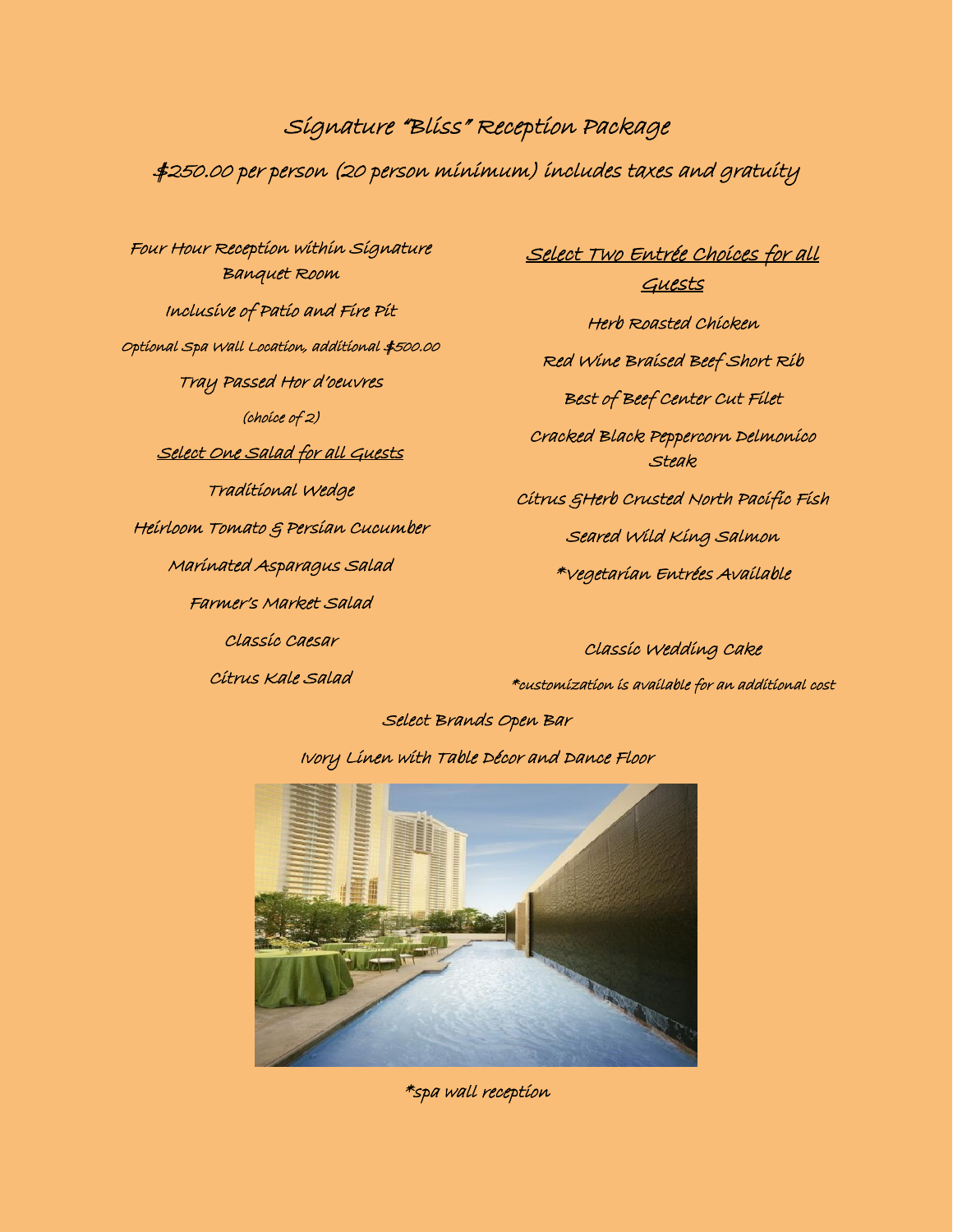# Signature "Bliss" Reception Package

## $250.00 per person (20 person minimum) includes taxes and gratuity

Four Hour Reception within Signature Banquet Room

Inclusive of Patio and Fire Pit

Optional Spa Wall Location, additional $500.00

Tray Passed Hor d'oeuvres

(choice of 2)

<u>Select One Salad for all Guests</u>

Traditional Wedge

Heirloom Tomato & Persian Cucumber

Marinated Asparagus Salad

Farmer's Market Salad

Classic Caesar

Citrus Kale Salad

<u>Select Two Entrée Choices for all Guests</u>

Herb Roasted Chicken

Red Wine Braised Beef Short Rib

Best of Beef Center Cut Filet

Cracked Black Peppercorn Delmonico Steak

Citrus &Herb Crusted North Pacific Fish

Seared Wild King Salmon

*Vegetarian Entrées Available

Classic Wedding Cake

*customization is available for an additional cost

Select Brands Open Bar

Ivory Linen with Table Décor and Dance Floor

*spa wall reception